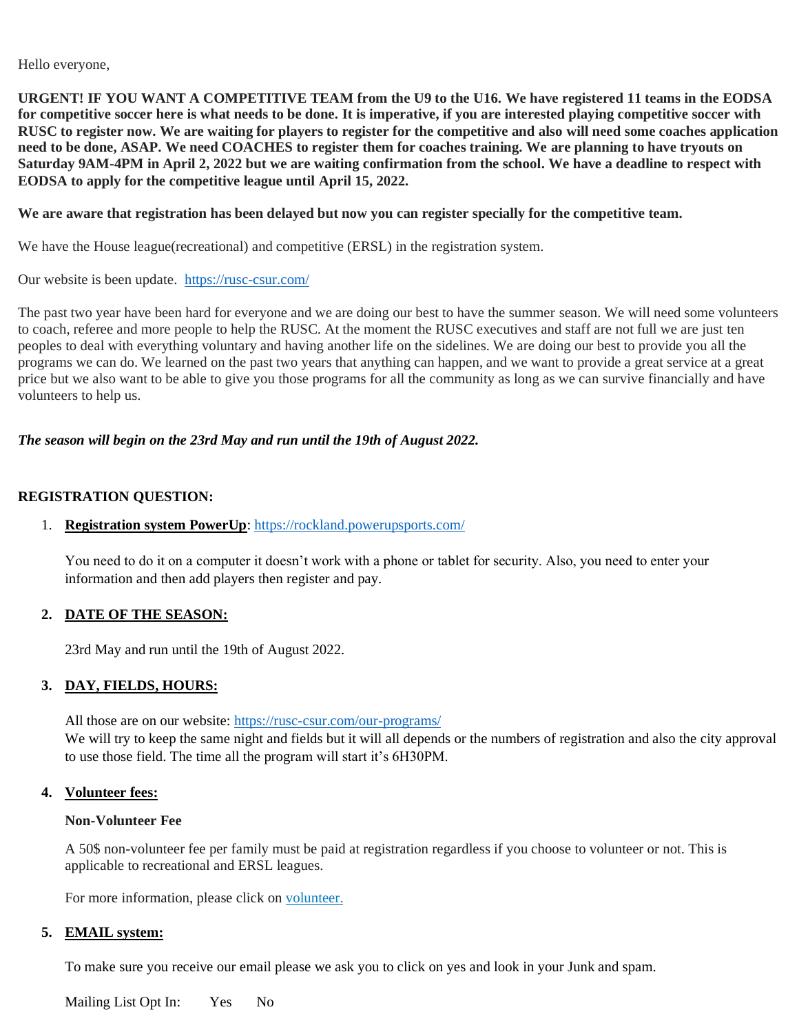Hello everyone,

**URGENT! IF YOU WANT A COMPETITIVE TEAM from the U9 to the U16. We have registered 11 teams in the EODSA for competitive soccer here is what needs to be done. It is imperative, if you are interested playing competitive soccer with RUSC to register now. We are waiting for players to register for the competitive and also will need some coaches application need to be done, ASAP. We need COACHES to register them for coaches training. We are planning to have tryouts on Saturday 9AM-4PM in April 2, 2022 but we are waiting confirmation from the school. We have a deadline to respect with EODSA to apply for the competitive league until April 15, 2022.**

**We are aware that registration has been delayed but now you can register specially for the competitive team.**

We have the House league(recreational) and competitive (ERSL) in the registration system.

Our website is been update. [https://rusc-csur.com/](https://rusc-csur.com/)

The past two year have been hard for everyone and we are doing our best to have the summer season. We will need some volunteers to coach, referee and more people to help the RUSC. At the moment the RUSC executives and staff are not full we are just ten peoples to deal with everything voluntary and having another life on the sidelines. We are doing our best to provide you all the programs we can do. We learned on the past two years that anything can happen, and we want to provide a great service at a great price but we also want to be able to give you those programs for all the community as long as we can survive financially and have volunteers to help us.

***The season will begin on the 23rd May and run until the 19th of August 2022.***

**REGISTRATION QUESTION:**

1. **Registration system PowerUp**: [https://rockland.powerupsports.com/](https://rockland.powerupsports.com/)

   You need to do it on a computer it doesn't work with a phone or tablet for security. Also, you need to enter your information and then add players then register and pay.

2. **DATE OF THE SEASON:**

   23rd May and run until the 19th of August 2022.

3. **DAY, FIELDS, HOURS:**

   All those are on our website: [https://rusc-csur.com/our-programs/](https://rusc-csur.com/our-programs/)
   We will try to keep the same night and fields but it will all depends or the numbers of registration and also the city approval to use those field. The time all the program will start it's 6H30PM.

4. **Volunteer fees:**

   **Non-Volunteer Fee**

   A 50$ non-volunteer fee per family must be paid at registration regardless if you choose to volunteer or not. This is applicable to recreational and ERSL leagues.

   For more information, please click on volunteer.

5. **EMAIL system:**

   To make sure you receive our email please we ask you to click on yes and look in your Junk and spam.

   Mailing List Opt In: Yes No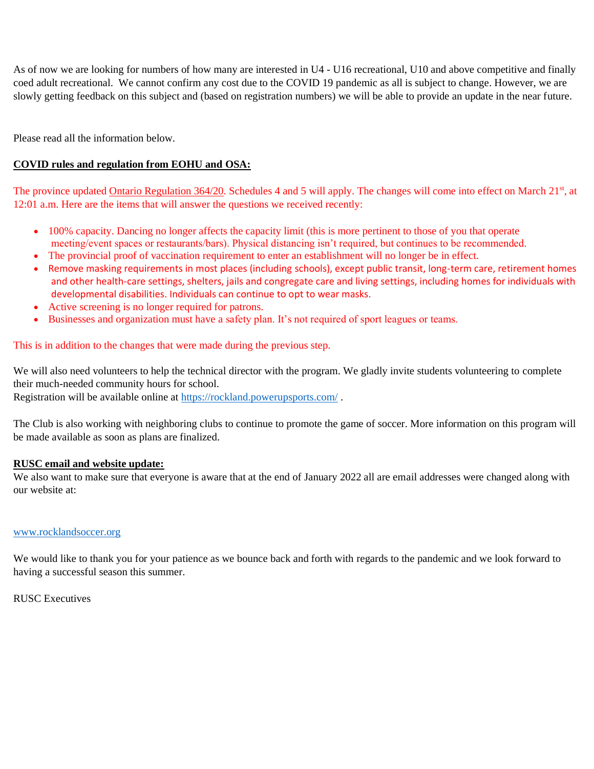As of now we are looking for numbers of how many are interested in U4 - U16 recreational, U10 and above competitive and finally coed adult recreational. We cannot confirm any cost due to the COVID 19 pandemic as all is subject to change. However, we are slowly getting feedback on this subject and (based on registration numbers) we will be able to provide an update in the near future.

Please read all the information below.

**COVID rules and regulation from EOHU and OSA:**

The province updated Ontario Regulation 364/20. Schedules 4 and 5 will apply. The changes will come into effect on March 21st, at 12:01 a.m. Here are the items that will answer the questions we received recently:

- 100% capacity. Dancing no longer affects the capacity limit (this is more pertinent to those of you that operate meeting/event spaces or restaurants/bars). Physical distancing isn't required, but continues to be recommended.
- The provincial proof of vaccination requirement to enter an establishment will no longer be in effect.
- Remove masking requirements in most places (including schools), except public transit, long-term care, retirement homes and other health-care settings, shelters, jails and congregate care and living settings, including homes for individuals with developmental disabilities. Individuals can continue to opt to wear masks.
- Active screening is no longer required for patrons.
- Businesses and organization must have a safety plan. It's not required of sport leagues or teams.

This is in addition to the changes that were made during the previous step.

We will also need volunteers to help the technical director with the program. We gladly invite students volunteering to complete their much-needed community hours for school.
Registration will be available online at https://rockland.powerupsports.com/ .

The Club is also working with neighboring clubs to continue to promote the game of soccer. More information on this program will be made available as soon as plans are finalized.

**RUSC email and website update:**
We also want to make sure that everyone is aware that at the end of January 2022 all are email addresses were changed along with our website at:

www.rocklandsoccer.org

We would like to thank you for your patience as we bounce back and forth with regards to the pandemic and we look forward to having a successful season this summer.

RUSC Executives